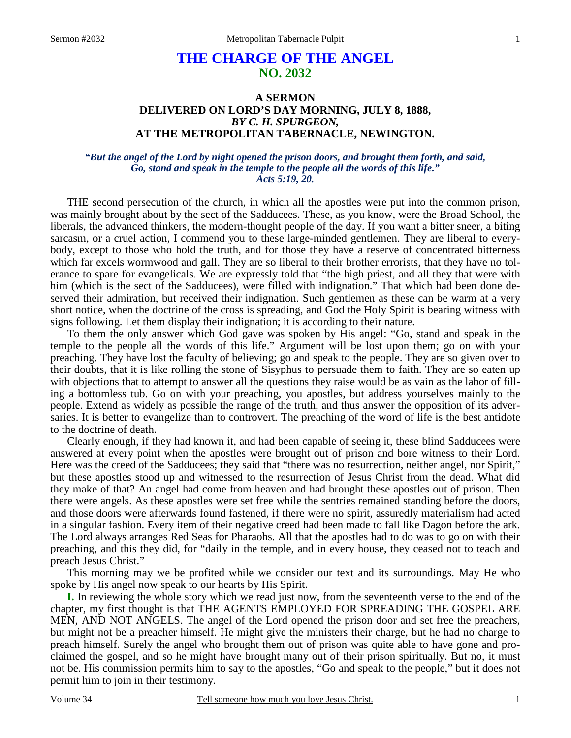# THE CHARGE OF THE ANGEL
## NO. 2032

### A SERMON
### DELIVERED ON LORD'S DAY MORNING, JULY 8, 1888,
### *BY C. H. SPURGEON,*
### AT THE METROPOLITAN TABERNACLE, NEWINGTON.

***"But the angel of the Lord by night opened the prison doors, and brought them forth, and said, Go, stand and speak in the temple to the people all the words of this life." Acts 5:19, 20.***

THE second persecution of the church, in which all the apostles were put into the common prison, was mainly brought about by the sect of the Sadducees. These, as you know, were the Broad School, the liberals, the advanced thinkers, the modern-thought people of the day. If you want a bitter sneer, a biting sarcasm, or a cruel action, I commend you to these large-minded gentlemen. They are liberal to everybody, except to those who hold the truth, and for those they have a reserve of concentrated bitterness which far excels wormwood and gall. They are so liberal to their brother errorists, that they have no tolerance to spare for evangelicals. We are expressly told that "the high priest, and all they that were with him (which is the sect of the Sadducees), were filled with indignation." That which had been done deserved their admiration, but received their indignation. Such gentlemen as these can be warm at a very short notice, when the doctrine of the cross is spreading, and God the Holy Spirit is bearing witness with signs following. Let them display their indignation; it is according to their nature.

To them the only answer which God gave was spoken by His angel: "Go, stand and speak in the temple to the people all the words of this life." Argument will be lost upon them; go on with your preaching. They have lost the faculty of believing; go and speak to the people. They are so given over to their doubts, that it is like rolling the stone of Sisyphus to persuade them to faith. They are so eaten up with objections that to attempt to answer all the questions they raise would be as vain as the labor of filling a bottomless tub. Go on with your preaching, you apostles, but address yourselves mainly to the people. Extend as widely as possible the range of the truth, and thus answer the opposition of its adversaries. It is better to evangelize than to controvert. The preaching of the word of life is the best antidote to the doctrine of death.

Clearly enough, if they had known it, and had been capable of seeing it, these blind Sadducees were answered at every point when the apostles were brought out of prison and bore witness to their Lord. Here was the creed of the Sadducees; they said that "there was no resurrection, neither angel, nor Spirit," but these apostles stood up and witnessed to the resurrection of Jesus Christ from the dead. What did they make of that? An angel had come from heaven and had brought these apostles out of prison. Then there were angels. As these apostles were set free while the sentries remained standing before the doors, and those doors were afterwards found fastened, if there were no spirit, assuredly materialism had acted in a singular fashion. Every item of their negative creed had been made to fall like Dagon before the ark. The Lord always arranges Red Seas for Pharaohs. All that the apostles had to do was to go on with their preaching, and this they did, for "daily in the temple, and in every house, they ceased not to teach and preach Jesus Christ."

This morning may we be profited while we consider our text and its surroundings. May He who spoke by His angel now speak to our hearts by His Spirit.

**I.** In reviewing the whole story which we read just now, from the seventeenth verse to the end of the chapter, my first thought is that THE AGENTS EMPLOYED FOR SPREADING THE GOSPEL ARE MEN, AND NOT ANGELS. The angel of the Lord opened the prison door and set free the preachers, but might not be a preacher himself. He might give the ministers their charge, but he had no charge to preach himself. Surely the angel who brought them out of prison was quite able to have gone and proclaimed the gospel, and so he might have brought many out of their prison spiritually. But no, it must not be. His commission permits him to say to the apostles, "Go and speak to the people," but it does not permit him to join in their testimony.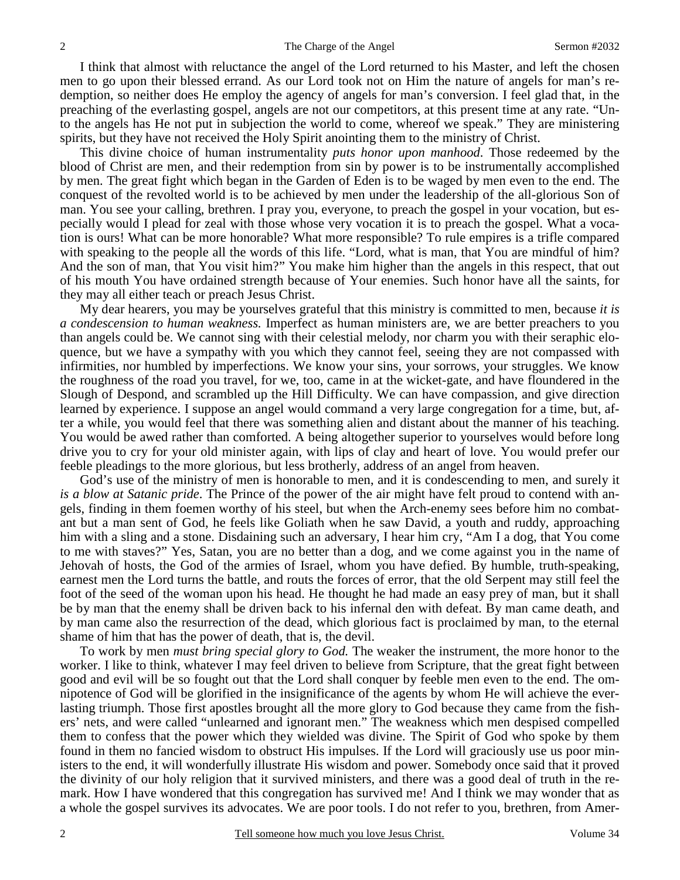I think that almost with reluctance the angel of the Lord returned to his Master, and left the chosen men to go upon their blessed errand. As our Lord took not on Him the nature of angels for man's redemption, so neither does He employ the agency of angels for man's conversion. I feel glad that, in the preaching of the everlasting gospel, angels are not our competitors, at this present time at any rate. "Unto the angels has He not put in subjection the world to come, whereof we speak." They are ministering spirits, but they have not received the Holy Spirit anointing them to the ministry of Christ.

This divine choice of human instrumentality *puts honor upon manhood*. Those redeemed by the blood of Christ are men, and their redemption from sin by power is to be instrumentally accomplished by men. The great fight which began in the Garden of Eden is to be waged by men even to the end. The conquest of the revolted world is to be achieved by men under the leadership of the all-glorious Son of man. You see your calling, brethren. I pray you, everyone, to preach the gospel in your vocation, but especially would I plead for zeal with those whose very vocation it is to preach the gospel. What a vocation is ours! What can be more honorable? What more responsible? To rule empires is a trifle compared with speaking to the people all the words of this life. "Lord, what is man, that You are mindful of him? And the son of man, that You visit him?" You make him higher than the angels in this respect, that out of his mouth You have ordained strength because of Your enemies. Such honor have all the saints, for they may all either teach or preach Jesus Christ.

My dear hearers, you may be yourselves grateful that this ministry is committed to men, because *it is a condescension to human weakness.* Imperfect as human ministers are, we are better preachers to you than angels could be. We cannot sing with their celestial melody, nor charm you with their seraphic eloquence, but we have a sympathy with you which they cannot feel, seeing they are not compassed with infirmities, nor humbled by imperfections. We know your sins, your sorrows, your struggles. We know the roughness of the road you travel, for we, too, came in at the wicket-gate, and have floundered in the Slough of Despond, and scrambled up the Hill Difficulty. We can have compassion, and give direction learned by experience. I suppose an angel would command a very large congregation for a time, but, after a while, you would feel that there was something alien and distant about the manner of his teaching. You would be awed rather than comforted. A being altogether superior to yourselves would before long drive you to cry for your old minister again, with lips of clay and heart of love. You would prefer our feeble pleadings to the more glorious, but less brotherly, address of an angel from heaven.

God's use of the ministry of men is honorable to men, and it is condescending to men, and surely it *is a blow at Satanic pride*. The Prince of the power of the air might have felt proud to contend with angels, finding in them foemen worthy of his steel, but when the Arch-enemy sees before him no combatant but a man sent of God, he feels like Goliath when he saw David, a youth and ruddy, approaching him with a sling and a stone. Disdaining such an adversary, I hear him cry, "Am I a dog, that You come to me with staves?" Yes, Satan, you are no better than a dog, and we come against you in the name of Jehovah of hosts, the God of the armies of Israel, whom you have defied. By humble, truth-speaking, earnest men the Lord turns the battle, and routs the forces of error, that the old Serpent may still feel the foot of the seed of the woman upon his head. He thought he had made an easy prey of man, but it shall be by man that the enemy shall be driven back to his infernal den with defeat. By man came death, and by man came also the resurrection of the dead, which glorious fact is proclaimed by man, to the eternal shame of him that has the power of death, that is, the devil.

To work by men *must bring special glory to God.* The weaker the instrument, the more honor to the worker. I like to think, whatever I may feel driven to believe from Scripture, that the great fight between good and evil will be so fought out that the Lord shall conquer by feeble men even to the end. The omnipotence of God will be glorified in the insignificance of the agents by whom He will achieve the everlasting triumph. Those first apostles brought all the more glory to God because they came from the fishers' nets, and were called "unlearned and ignorant men." The weakness which men despised compelled them to confess that the power which they wielded was divine. The Spirit of God who spoke by them found in them no fancied wisdom to obstruct His impulses. If the Lord will graciously use us poor ministers to the end, it will wonderfully illustrate His wisdom and power. Somebody once said that it proved the divinity of our holy religion that it survived ministers, and there was a good deal of truth in the remark. How I have wondered that this congregation has survived me! And I think we may wonder that as a whole the gospel survives its advocates. We are poor tools. I do not refer to you, brethren, from Amer-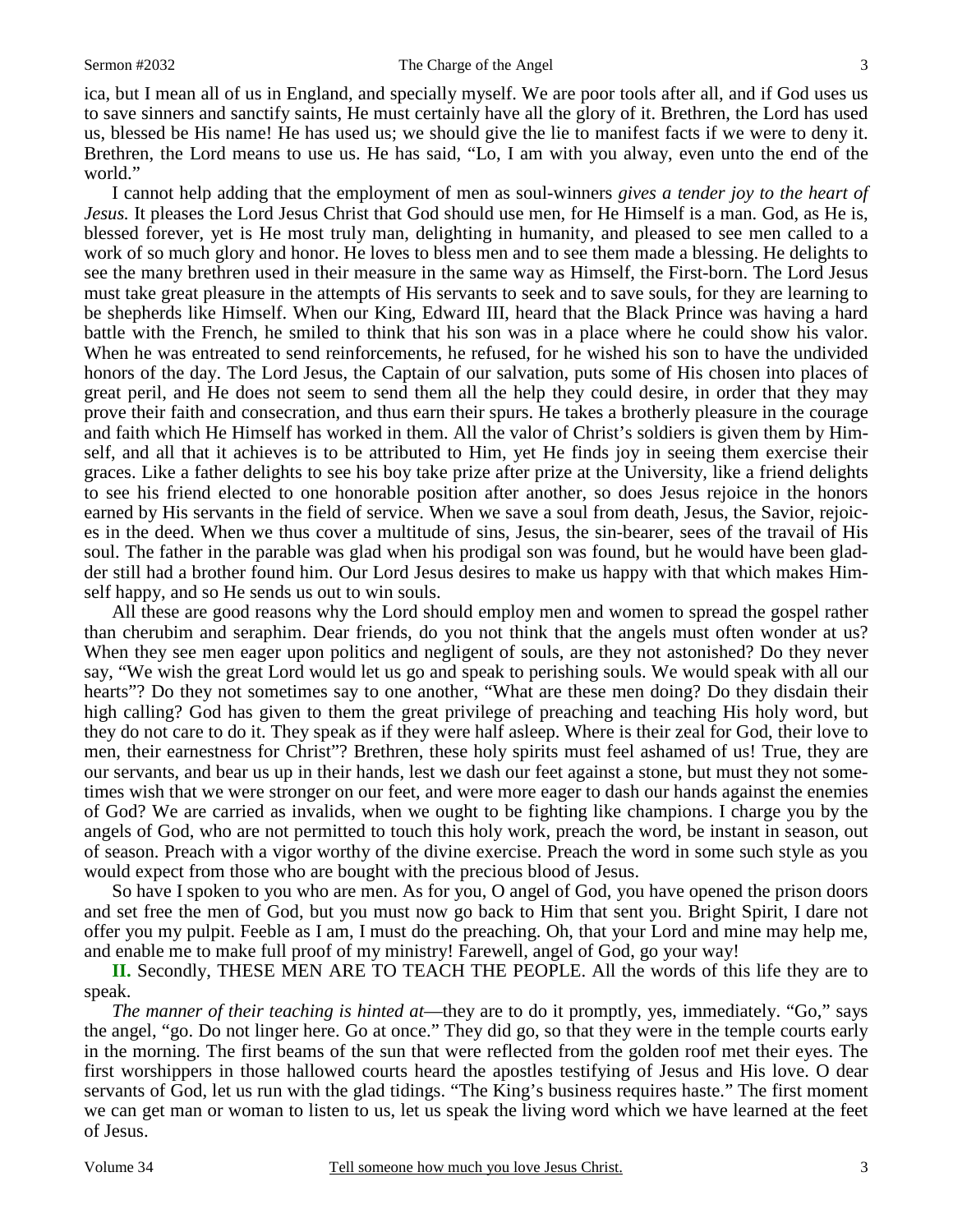ica, but I mean all of us in England, and specially myself. We are poor tools after all, and if God uses us to save sinners and sanctify saints, He must certainly have all the glory of it. Brethren, the Lord has used us, blessed be His name! He has used us; we should give the lie to manifest facts if we were to deny it. Brethren, the Lord means to use us. He has said, "Lo, I am with you alway, even unto the end of the world."

I cannot help adding that the employment of men as soul-winners *gives a tender joy to the heart of Jesus.* It pleases the Lord Jesus Christ that God should use men, for He Himself is a man. God, as He is, blessed forever, yet is He most truly man, delighting in humanity, and pleased to see men called to a work of so much glory and honor. He loves to bless men and to see them made a blessing. He delights to see the many brethren used in their measure in the same way as Himself, the First-born. The Lord Jesus must take great pleasure in the attempts of His servants to seek and to save souls, for they are learning to be shepherds like Himself. When our King, Edward III, heard that the Black Prince was having a hard battle with the French, he smiled to think that his son was in a place where he could show his valor. When he was entreated to send reinforcements, he refused, for he wished his son to have the undivided honors of the day. The Lord Jesus, the Captain of our salvation, puts some of His chosen into places of great peril, and He does not seem to send them all the help they could desire, in order that they may prove their faith and consecration, and thus earn their spurs. He takes a brotherly pleasure in the courage and faith which He Himself has worked in them. All the valor of Christ's soldiers is given them by Himself, and all that it achieves is to be attributed to Him, yet He finds joy in seeing them exercise their graces. Like a father delights to see his boy take prize after prize at the University, like a friend delights to see his friend elected to one honorable position after another, so does Jesus rejoice in the honors earned by His servants in the field of service. When we save a soul from death, Jesus, the Savior, rejoices in the deed. When we thus cover a multitude of sins, Jesus, the sin-bearer, sees of the travail of His soul. The father in the parable was glad when his prodigal son was found, but he would have been gladder still had a brother found him. Our Lord Jesus desires to make us happy with that which makes Himself happy, and so He sends us out to win souls.

All these are good reasons why the Lord should employ men and women to spread the gospel rather than cherubim and seraphim. Dear friends, do you not think that the angels must often wonder at us? When they see men eager upon politics and negligent of souls, are they not astonished? Do they never say, "We wish the great Lord would let us go and speak to perishing souls. We would speak with all our hearts"? Do they not sometimes say to one another, "What are these men doing? Do they disdain their high calling? God has given to them the great privilege of preaching and teaching His holy word, but they do not care to do it. They speak as if they were half asleep. Where is their zeal for God, their love to men, their earnestness for Christ"? Brethren, these holy spirits must feel ashamed of us! True, they are our servants, and bear us up in their hands, lest we dash our feet against a stone, but must they not sometimes wish that we were stronger on our feet, and were more eager to dash our hands against the enemies of God? We are carried as invalids, when we ought to be fighting like champions. I charge you by the angels of God, who are not permitted to touch this holy work, preach the word, be instant in season, out of season. Preach with a vigor worthy of the divine exercise. Preach the word in some such style as you would expect from those who are bought with the precious blood of Jesus.

So have I spoken to you who are men. As for you, O angel of God, you have opened the prison doors and set free the men of God, but you must now go back to Him that sent you. Bright Spirit, I dare not offer you my pulpit. Feeble as I am, I must do the preaching. Oh, that your Lord and mine may help me, and enable me to make full proof of my ministry! Farewell, angel of God, go your way!

**II.** Secondly, THESE MEN ARE TO TEACH THE PEOPLE. All the words of this life they are to speak.

*The manner of their teaching is hinted at*—they are to do it promptly, yes, immediately. "Go," says the angel, "go. Do not linger here. Go at once." They did go, so that they were in the temple courts early in the morning. The first beams of the sun that were reflected from the golden roof met their eyes. The first worshippers in those hallowed courts heard the apostles testifying of Jesus and His love. O dear servants of God, let us run with the glad tidings. "The King's business requires haste." The first moment we can get man or woman to listen to us, let us speak the living word which we have learned at the feet of Jesus.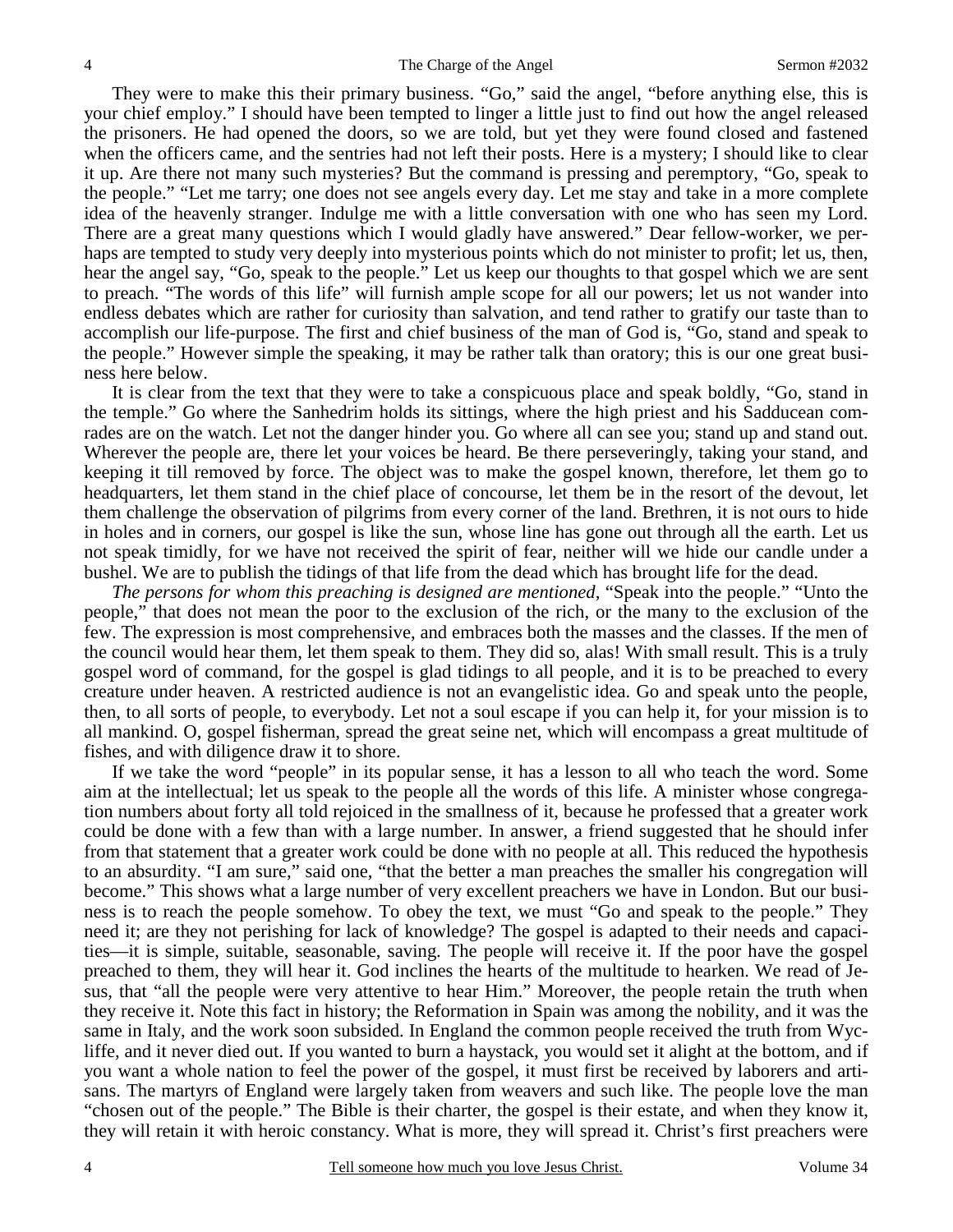They were to make this their primary business. "Go," said the angel, "before anything else, this is your chief employ." I should have been tempted to linger a little just to find out how the angel released the prisoners. He had opened the doors, so we are told, but yet they were found closed and fastened when the officers came, and the sentries had not left their posts. Here is a mystery; I should like to clear it up. Are there not many such mysteries? But the command is pressing and peremptory, "Go, speak to the people." "Let me tarry; one does not see angels every day. Let me stay and take in a more complete idea of the heavenly stranger. Indulge me with a little conversation with one who has seen my Lord. There are a great many questions which I would gladly have answered." Dear fellow-worker, we perhaps are tempted to study very deeply into mysterious points which do not minister to profit; let us, then, hear the angel say, "Go, speak to the people." Let us keep our thoughts to that gospel which we are sent to preach. "The words of this life" will furnish ample scope for all our powers; let us not wander into endless debates which are rather for curiosity than salvation, and tend rather to gratify our taste than to accomplish our life-purpose. The first and chief business of the man of God is, "Go, stand and speak to the people." However simple the speaking, it may be rather talk than oratory; this is our one great business here below.

It is clear from the text that they were to take a conspicuous place and speak boldly, "Go, stand in the temple." Go where the Sanhedrim holds its sittings, where the high priest and his Sadducean comrades are on the watch. Let not the danger hinder you. Go where all can see you; stand up and stand out. Wherever the people are, there let your voices be heard. Be there perseveringly, taking your stand, and keeping it till removed by force. The object was to make the gospel known, therefore, let them go to headquarters, let them stand in the chief place of concourse, let them be in the resort of the devout, let them challenge the observation of pilgrims from every corner of the land. Brethren, it is not ours to hide in holes and in corners, our gospel is like the sun, whose line has gone out through all the earth. Let us not speak timidly, for we have not received the spirit of fear, neither will we hide our candle under a bushel. We are to publish the tidings of that life from the dead which has brought life for the dead.

*The persons for whom this preaching is designed are mentioned,* "Speak into the people." "Unto the people," that does not mean the poor to the exclusion of the rich, or the many to the exclusion of the few. The expression is most comprehensive, and embraces both the masses and the classes. If the men of the council would hear them, let them speak to them. They did so, alas! With small result. This is a truly gospel word of command, for the gospel is glad tidings to all people, and it is to be preached to every creature under heaven. A restricted audience is not an evangelistic idea. Go and speak unto the people, then, to all sorts of people, to everybody. Let not a soul escape if you can help it, for your mission is to all mankind. O, gospel fisherman, spread the great seine net, which will encompass a great multitude of fishes, and with diligence draw it to shore.

If we take the word "people" in its popular sense, it has a lesson to all who teach the word. Some aim at the intellectual; let us speak to the people all the words of this life. A minister whose congregation numbers about forty all told rejoiced in the smallness of it, because he professed that a greater work could be done with a few than with a large number. In answer, a friend suggested that he should infer from that statement that a greater work could be done with no people at all. This reduced the hypothesis to an absurdity. "I am sure," said one, "that the better a man preaches the smaller his congregation will become." This shows what a large number of very excellent preachers we have in London. But our business is to reach the people somehow. To obey the text, we must "Go and speak to the people." They need it; are they not perishing for lack of knowledge? The gospel is adapted to their needs and capacities—it is simple, suitable, seasonable, saving. The people will receive it. If the poor have the gospel preached to them, they will hear it. God inclines the hearts of the multitude to hearken. We read of Jesus, that "all the people were very attentive to hear Him." Moreover, the people retain the truth when they receive it. Note this fact in history; the Reformation in Spain was among the nobility, and it was the same in Italy, and the work soon subsided. In England the common people received the truth from Wycliffe, and it never died out. If you wanted to burn a haystack, you would set it alight at the bottom, and if you want a whole nation to feel the power of the gospel, it must first be received by laborers and artisans. The martyrs of England were largely taken from weavers and such like. The people love the man "chosen out of the people." The Bible is their charter, the gospel is their estate, and when they know it, they will retain it with heroic constancy. What is more, they will spread it. Christ's first preachers were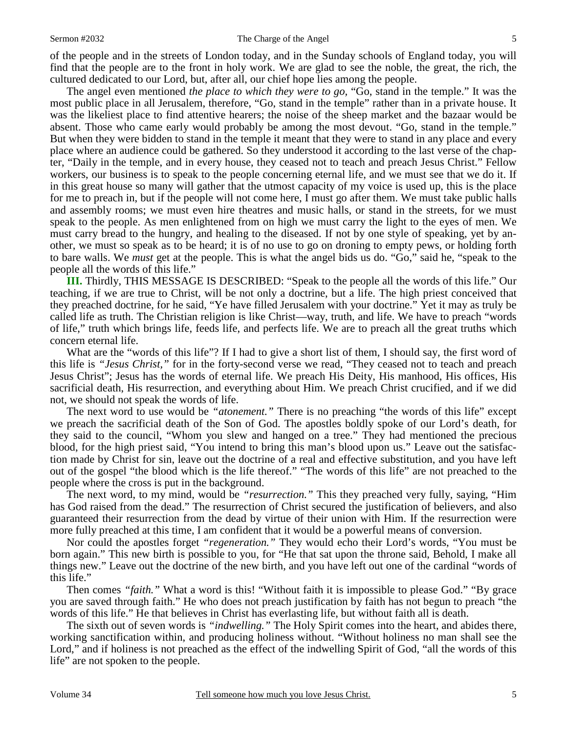of the people and in the streets of London today, and in the Sunday schools of England today, you will find that the people are to the front in holy work. We are glad to see the noble, the great, the rich, the cultured dedicated to our Lord, but, after all, our chief hope lies among the people.

The angel even mentioned *the place to which they were to go*, "Go, stand in the temple." It was the most public place in all Jerusalem, therefore, "Go, stand in the temple" rather than in a private house. It was the likeliest place to find attentive hearers; the noise of the sheep market and the bazaar would be absent. Those who came early would probably be among the most devout. "Go, stand in the temple." But when they were bidden to stand in the temple it meant that they were to stand in any place and every place where an audience could be gathered. So they understood it according to the last verse of the chapter, "Daily in the temple, and in every house, they ceased not to teach and preach Jesus Christ." Fellow workers, our business is to speak to the people concerning eternal life, and we must see that we do it. If in this great house so many will gather that the utmost capacity of my voice is used up, this is the place for me to preach in, but if the people will not come here, I must go after them. We must take public halls and assembly rooms; we must even hire theatres and music halls, or stand in the streets, for we must speak to the people. As men enlightened from on high we must carry the light to the eyes of men. We must carry bread to the hungry, and healing to the diseased. If not by one style of speaking, yet by another, we must so speak as to be heard; it is of no use to go on droning to empty pews, or holding forth to bare walls. We *must* get at the people. This is what the angel bids us do. "Go," said he, "speak to the people all the words of this life."

**III.** Thirdly, THIS MESSAGE IS DESCRIBED: "Speak to the people all the words of this life." Our teaching, if we are true to Christ, will be not only a doctrine, but a life. The high priest conceived that they preached doctrine, for he said, "Ye have filled Jerusalem with your doctrine." Yet it may as truly be called life as truth. The Christian religion is like Christ—way, truth, and life. We have to preach "words of life," truth which brings life, feeds life, and perfects life. We are to preach all the great truths which concern eternal life.

What are the "words of this life"? If I had to give a short list of them, I should say, the first word of this life is *"Jesus Christ,"* for in the forty-second verse we read, "They ceased not to teach and preach Jesus Christ"; Jesus has the words of eternal life. We preach His Deity, His manhood, His offices, His sacrificial death, His resurrection, and everything about Him. We preach Christ crucified, and if we did not, we should not speak the words of life.

The next word to use would be *"atonement."* There is no preaching "the words of this life" except we preach the sacrificial death of the Son of God. The apostles boldly spoke of our Lord's death, for they said to the council, "Whom you slew and hanged on a tree." They had mentioned the precious blood, for the high priest said, "You intend to bring this man's blood upon us." Leave out the satisfaction made by Christ for sin, leave out the doctrine of a real and effective substitution, and you have left out of the gospel "the blood which is the life thereof." "The words of this life" are not preached to the people where the cross is put in the background.

The next word, to my mind, would be *"resurrection."* This they preached very fully, saying, "Him has God raised from the dead." The resurrection of Christ secured the justification of believers, and also guaranteed their resurrection from the dead by virtue of their union with Him. If the resurrection were more fully preached at this time, I am confident that it would be a powerful means of conversion.

Nor could the apostles forget *"regeneration."* They would echo their Lord's words, "You must be born again." This new birth is possible to you, for "He that sat upon the throne said, Behold, I make all things new." Leave out the doctrine of the new birth, and you have left out one of the cardinal "words of this life."

Then comes *"faith."* What a word is this! "Without faith it is impossible to please God." "By grace you are saved through faith." He who does not preach justification by faith has not begun to preach "the words of this life." He that believes in Christ has everlasting life, but without faith all is death.

The sixth out of seven words is *"indwelling."* The Holy Spirit comes into the heart, and abides there, working sanctification within, and producing holiness without. "Without holiness no man shall see the Lord," and if holiness is not preached as the effect of the indwelling Spirit of God, "all the words of this life" are not spoken to the people.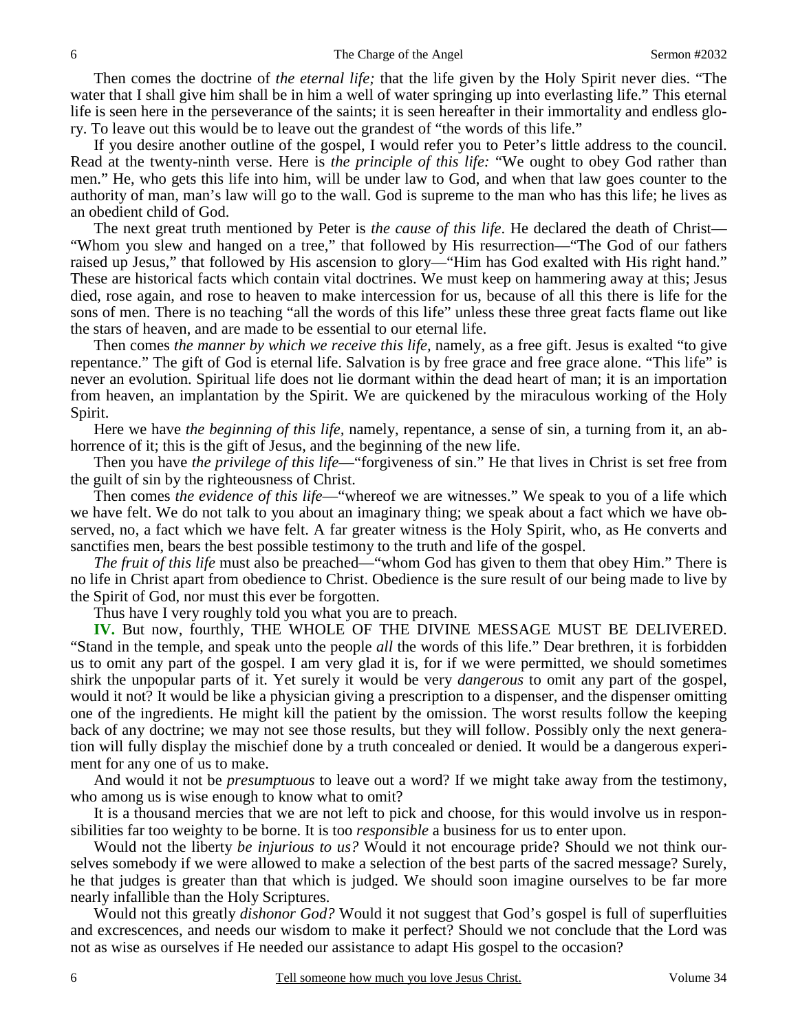Then comes the doctrine of *the eternal life;* that the life given by the Holy Spirit never dies. "The water that I shall give him shall be in him a well of water springing up into everlasting life." This eternal life is seen here in the perseverance of the saints; it is seen hereafter in their immortality and endless glory. To leave out this would be to leave out the grandest of "the words of this life."

If you desire another outline of the gospel, I would refer you to Peter's little address to the council. Read at the twenty-ninth verse. Here is *the principle of this life:* "We ought to obey God rather than men." He, who gets this life into him, will be under law to God, and when that law goes counter to the authority of man, man's law will go to the wall. God is supreme to the man who has this life; he lives as an obedient child of God.

The next great truth mentioned by Peter is *the cause of this life*. He declared the death of Christ—"Whom you slew and hanged on a tree," that followed by His resurrection—"The God of our fathers raised up Jesus," that followed by His ascension to glory—"Him has God exalted with His right hand." These are historical facts which contain vital doctrines. We must keep on hammering away at this; Jesus died, rose again, and rose to heaven to make intercession for us, because of all this there is life for the sons of men. There is no teaching "all the words of this life" unless these three great facts flame out like the stars of heaven, and are made to be essential to our eternal life.

Then comes *the manner by which we receive this life,* namely, as a free gift. Jesus is exalted "to give repentance." The gift of God is eternal life. Salvation is by free grace and free grace alone. "This life" is never an evolution. Spiritual life does not lie dormant within the dead heart of man; it is an importation from heaven, an implantation by the Spirit. We are quickened by the miraculous working of the Holy Spirit.

Here we have *the beginning of this life,* namely, repentance, a sense of sin, a turning from it, an abhorrence of it; this is the gift of Jesus, and the beginning of the new life.

Then you have *the privilege of this life*—"forgiveness of sin." He that lives in Christ is set free from the guilt of sin by the righteousness of Christ.

Then comes *the evidence of this life*—"whereof we are witnesses." We speak to you of a life which we have felt. We do not talk to you about an imaginary thing; we speak about a fact which we have observed, no, a fact which we have felt. A far greater witness is the Holy Spirit, who, as He converts and sanctifies men, bears the best possible testimony to the truth and life of the gospel.

*The fruit of this life* must also be preached—"whom God has given to them that obey Him." There is no life in Christ apart from obedience to Christ. Obedience is the sure result of our being made to live by the Spirit of God, nor must this ever be forgotten.

Thus have I very roughly told you what you are to preach.

**IV.** But now, fourthly, THE WHOLE OF THE DIVINE MESSAGE MUST BE DELIVERED. "Stand in the temple, and speak unto the people *all* the words of this life." Dear brethren, it is forbidden us to omit any part of the gospel. I am very glad it is, for if we were permitted, we should sometimes shirk the unpopular parts of it. Yet surely it would be very *dangerous* to omit any part of the gospel, would it not? It would be like a physician giving a prescription to a dispenser, and the dispenser omitting one of the ingredients. He might kill the patient by the omission. The worst results follow the keeping back of any doctrine; we may not see those results, but they will follow. Possibly only the next generation will fully display the mischief done by a truth concealed or denied. It would be a dangerous experiment for any one of us to make.

And would it not be *presumptuous* to leave out a word? If we might take away from the testimony, who among us is wise enough to know what to omit?

It is a thousand mercies that we are not left to pick and choose, for this would involve us in responsibilities far too weighty to be borne. It is too *responsible* a business for us to enter upon.

Would not the liberty *be injurious to us?* Would it not encourage pride? Should we not think ourselves somebody if we were allowed to make a selection of the best parts of the sacred message? Surely, he that judges is greater than that which is judged. We should soon imagine ourselves to be far more nearly infallible than the Holy Scriptures.

Would not this greatly *dishonor God?* Would it not suggest that God's gospel is full of superfluities and excrescences, and needs our wisdom to make it perfect? Should we not conclude that the Lord was not as wise as ourselves if He needed our assistance to adapt His gospel to the occasion?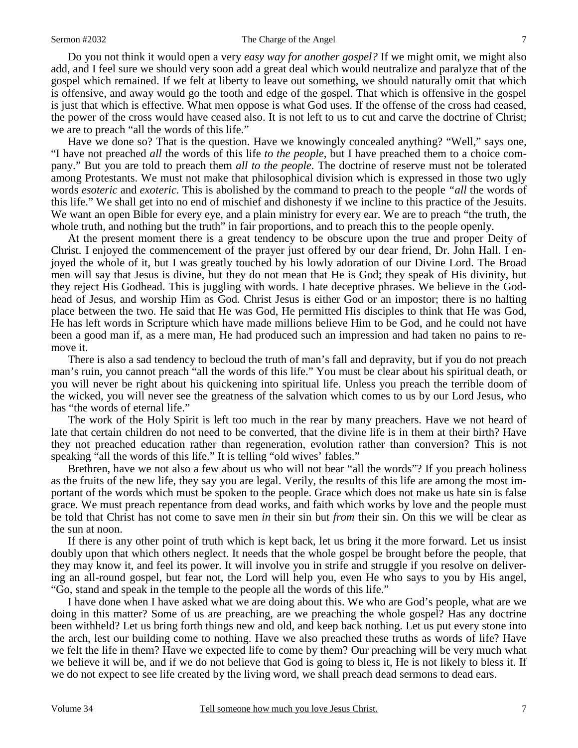Do you not think it would open a very *easy way for another gospel?* If we might omit, we might also add, and I feel sure we should very soon add a great deal which would neutralize and paralyze that of the gospel which remained. If we felt at liberty to leave out something, we should naturally omit that which is offensive, and away would go the tooth and edge of the gospel. That which is offensive in the gospel is just that which is effective. What men oppose is what God uses. If the offense of the cross had ceased, the power of the cross would have ceased also. It is not left to us to cut and carve the doctrine of Christ; we are to preach "all the words of this life."

Have we done so? That is the question. Have we knowingly concealed anything? "Well," says one, "I have not preached *all* the words of this life *to the people*, but I have preached them to a choice company." But you are told to preach them *all to the people*. The doctrine of reserve must not be tolerated among Protestants. We must not make that philosophical division which is expressed in those two ugly words *esoteric* and *exoteric.* This is abolished by the command to preach to the people *"all* the words of this life." We shall get into no end of mischief and dishonesty if we incline to this practice of the Jesuits. We want an open Bible for every eye, and a plain ministry for every ear. We are to preach "the truth, the whole truth, and nothing but the truth" in fair proportions, and to preach this to the people openly.

At the present moment there is a great tendency to be obscure upon the true and proper Deity of Christ. I enjoyed the commencement of the prayer just offered by our dear friend, Dr. John Hall. I enjoyed the whole of it, but I was greatly touched by his lowly adoration of our Divine Lord. The Broad men will say that Jesus is divine, but they do not mean that He is God; they speak of His divinity, but they reject His Godhead. This is juggling with words. I hate deceptive phrases. We believe in the Godhead of Jesus, and worship Him as God. Christ Jesus is either God or an impostor; there is no halting place between the two. He said that He was God, He permitted His disciples to think that He was God, He has left words in Scripture which have made millions believe Him to be God, and he could not have been a good man if, as a mere man, He had produced such an impression and had taken no pains to remove it.

There is also a sad tendency to becloud the truth of man's fall and depravity, but if you do not preach man's ruin, you cannot preach "all the words of this life." You must be clear about his spiritual death, or you will never be right about his quickening into spiritual life. Unless you preach the terrible doom of the wicked, you will never see the greatness of the salvation which comes to us by our Lord Jesus, who has "the words of eternal life."

The work of the Holy Spirit is left too much in the rear by many preachers. Have we not heard of late that certain children do not need to be converted, that the divine life is in them at their birth? Have they not preached education rather than regeneration, evolution rather than conversion? This is not speaking "all the words of this life." It is telling "old wives' fables."

Brethren, have we not also a few about us who will not bear "all the words"? If you preach holiness as the fruits of the new life, they say you are legal. Verily, the results of this life are among the most important of the words which must be spoken to the people. Grace which does not make us hate sin is false grace. We must preach repentance from dead works, and faith which works by love and the people must be told that Christ has not come to save men *in* their sin but *from* their sin. On this we will be clear as the sun at noon.

If there is any other point of truth which is kept back, let us bring it the more forward. Let us insist doubly upon that which others neglect. It needs that the whole gospel be brought before the people, that they may know it, and feel its power. It will involve you in strife and struggle if you resolve on delivering an all-round gospel, but fear not, the Lord will help you, even He who says to you by His angel, "Go, stand and speak in the temple to the people all the words of this life."

I have done when I have asked what we are doing about this. We who are God's people, what are we doing in this matter? Some of us are preaching, are we preaching the whole gospel? Has any doctrine been withheld? Let us bring forth things new and old, and keep back nothing. Let us put every stone into the arch, lest our building come to nothing. Have we also preached these truths as words of life? Have we felt the life in them? Have we expected life to come by them? Our preaching will be very much what we believe it will be, and if we do not believe that God is going to bless it, He is not likely to bless it. If we do not expect to see life created by the living word, we shall preach dead sermons to dead ears.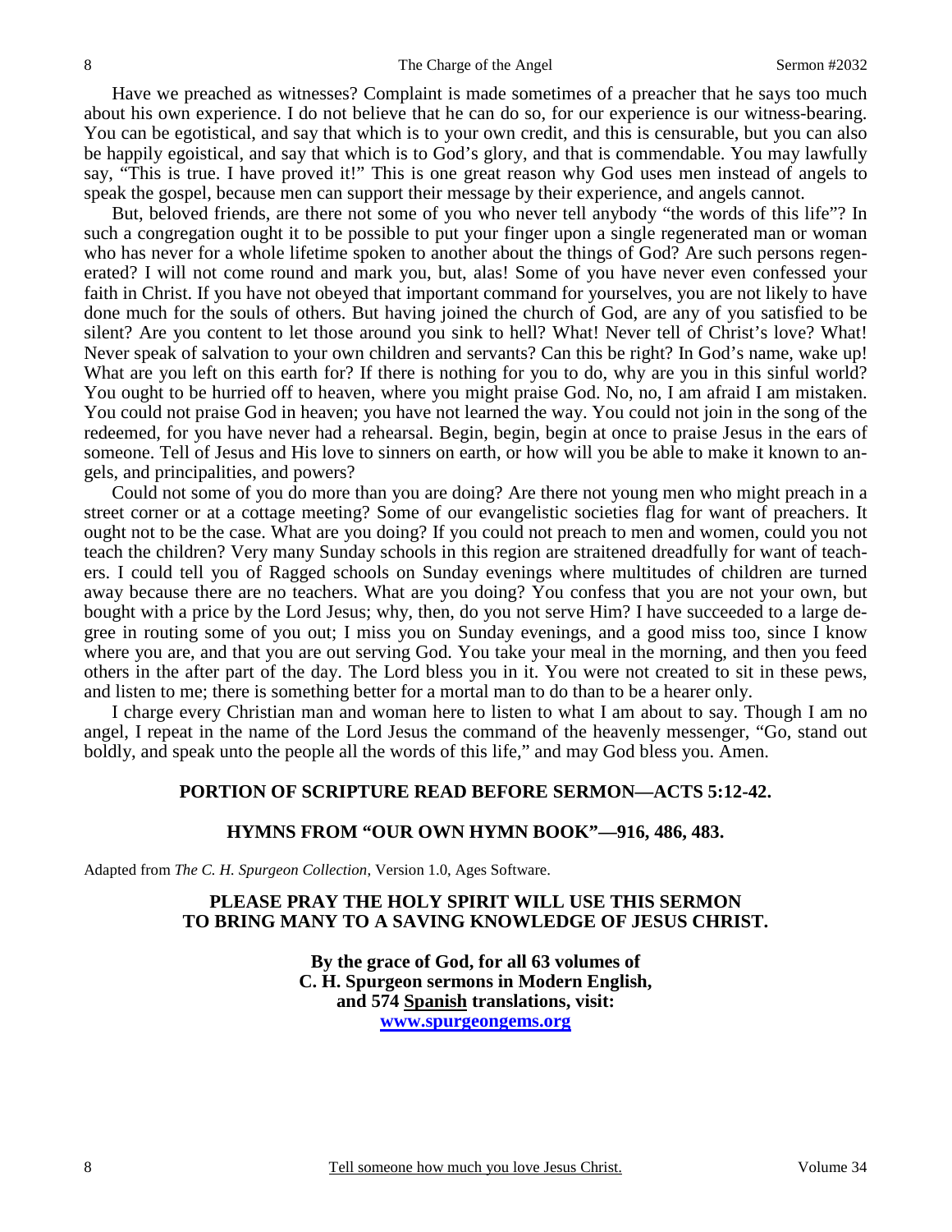Have we preached as witnesses? Complaint is made sometimes of a preacher that he says too much about his own experience. I do not believe that he can do so, for our experience is our witness-bearing. You can be egotistical, and say that which is to your own credit, and this is censurable, but you can also be happily egoistical, and say that which is to God's glory, and that is commendable. You may lawfully say, "This is true. I have proved it!" This is one great reason why God uses men instead of angels to speak the gospel, because men can support their message by their experience, and angels cannot.

But, beloved friends, are there not some of you who never tell anybody "the words of this life"? In such a congregation ought it to be possible to put your finger upon a single regenerated man or woman who has never for a whole lifetime spoken to another about the things of God? Are such persons regenerated? I will not come round and mark you, but, alas! Some of you have never even confessed your faith in Christ. If you have not obeyed that important command for yourselves, you are not likely to have done much for the souls of others. But having joined the church of God, are any of you satisfied to be silent? Are you content to let those around you sink to hell? What! Never tell of Christ's love? What! Never speak of salvation to your own children and servants? Can this be right? In God's name, wake up! What are you left on this earth for? If there is nothing for you to do, why are you in this sinful world? You ought to be hurried off to heaven, where you might praise God. No, no, I am afraid I am mistaken. You could not praise God in heaven; you have not learned the way. You could not join in the song of the redeemed, for you have never had a rehearsal. Begin, begin, begin at once to praise Jesus in the ears of someone. Tell of Jesus and His love to sinners on earth, or how will you be able to make it known to angels, and principalities, and powers?

Could not some of you do more than you are doing? Are there not young men who might preach in a street corner or at a cottage meeting? Some of our evangelistic societies flag for want of preachers. It ought not to be the case. What are you doing? If you could not preach to men and women, could you not teach the children? Very many Sunday schools in this region are straitened dreadfully for want of teachers. I could tell you of Ragged schools on Sunday evenings where multitudes of children are turned away because there are no teachers. What are you doing? You confess that you are not your own, but bought with a price by the Lord Jesus; why, then, do you not serve Him? I have succeeded to a large degree in routing some of you out; I miss you on Sunday evenings, and a good miss too, since I know where you are, and that you are out serving God. You take your meal in the morning, and then you feed others in the after part of the day. The Lord bless you in it. You were not created to sit in these pews, and listen to me; there is something better for a mortal man to do than to be a hearer only.

I charge every Christian man and woman here to listen to what I am about to say. Though I am no angel, I repeat in the name of the Lord Jesus the command of the heavenly messenger, "Go, stand out boldly, and speak unto the people all the words of this life," and may God bless you. Amen.

**PORTION OF SCRIPTURE READ BEFORE SERMON—ACTS 5:12-42.**

**HYMNS FROM "OUR OWN HYMN BOOK"—916, 486, 483.**

Adapted from *The C. H. Spurgeon Collection*, Version 1.0, Ages Software.

**PLEASE PRAY THE HOLY SPIRIT WILL USE THIS SERMON TO BRING MANY TO A SAVING KNOWLEDGE OF JESUS CHRIST.**

**By the grace of God, for all 63 volumes of C. H. Spurgeon sermons in Modern English, and 574 Spanish translations, visit: www.spurgeongems.org**